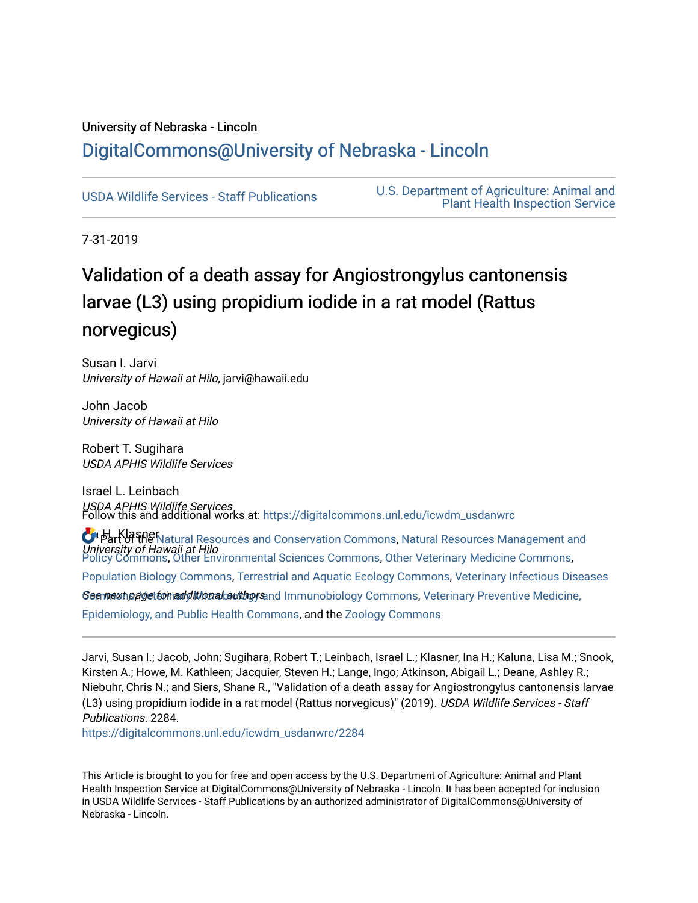University of Nebraska - Lincoln

DigitalCommons@University of Nebraska - Lincoln

USDA Wildlife Services - Staff Publications

U.S. Department of Agriculture: Animal and Plant Health Inspection Service

7-31-2019

# Validation of a death assay for Angiostrongylus cantonensis larvae (L3) using propidium iodide in a rat model (Rattus norvegicus)

Susan I. Jarvi
*University of Hawaii at Hilo*, jarvi@hawaii.edu

John Jacob
*University of Hawaii at Hilo*

Robert T. Sugihara
*USDA APHIS Wildlife Services*

Israel L. Leinbach
*USDA APHIS Wildlife Services*

Ina H. Klasner
*University of Hawaii at Hilo*

*See next page for additional authors*

Follow this and additional works at: https://digitalcommons.unl.edu/icwdm_usdanwrc

Part of the Natural Resources and Conservation Commons, Natural Resources Management and Policy Commons, Other Environmental Sciences Commons, Other Veterinary Medicine Commons, Population Biology Commons, Terrestrial and Aquatic Ecology Commons, Veterinary Infectious Diseases Commons, Veterinary Microbiology and Immunobiology Commons, Veterinary Preventive Medicine, Epidemiology, and Public Health Commons, and the Zoology Commons

Jarvi, Susan I.; Jacob, John; Sugihara, Robert T.; Leinbach, Israel L.; Klasner, Ina H.; Kaluna, Lisa M.; Snook, Kirsten A.; Howe, M. Kathleen; Jacquier, Steven H.; Lange, Ingo; Atkinson, Abigail L.; Deane, Ashley R.; Niebuhr, Chris N.; and Siers, Shane R., "Validation of a death assay for Angiostrongylus cantonensis larvae (L3) using propidium iodide in a rat model (Rattus norvegicus)" (2019). *USDA Wildlife Services - Staff Publications*. 2284.
https://digitalcommons.unl.edu/icwdm_usdanwrc/2284

This Article is brought to you for free and open access by the U.S. Department of Agriculture: Animal and Plant Health Inspection Service at DigitalCommons@University of Nebraska - Lincoln. It has been accepted for inclusion in USDA Wildlife Services - Staff Publications by an authorized administrator of DigitalCommons@University of Nebraska - Lincoln.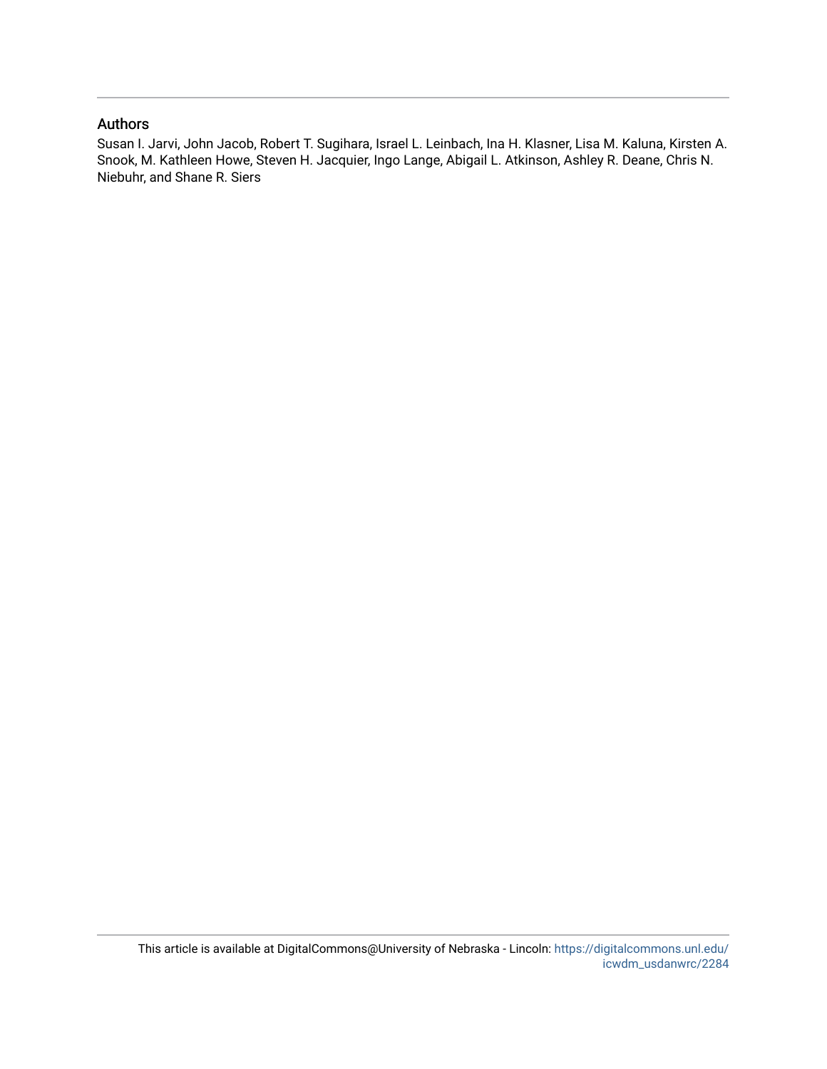## Authors

Susan I. Jarvi, John Jacob, Robert T. Sugihara, Israel L. Leinbach, Ina H. Klasner, Lisa M. Kaluna, Kirsten A. Snook, M. Kathleen Howe, Steven H. Jacquier, Ingo Lange, Abigail L. Atkinson, Ashley R. Deane, Chris N. Niebuhr, and Shane R. Siers

This article is available at DigitalCommons@University of Nebraska - Lincoln: https://digitalcommons.unl.edu/icwdm_usdanwrc/2284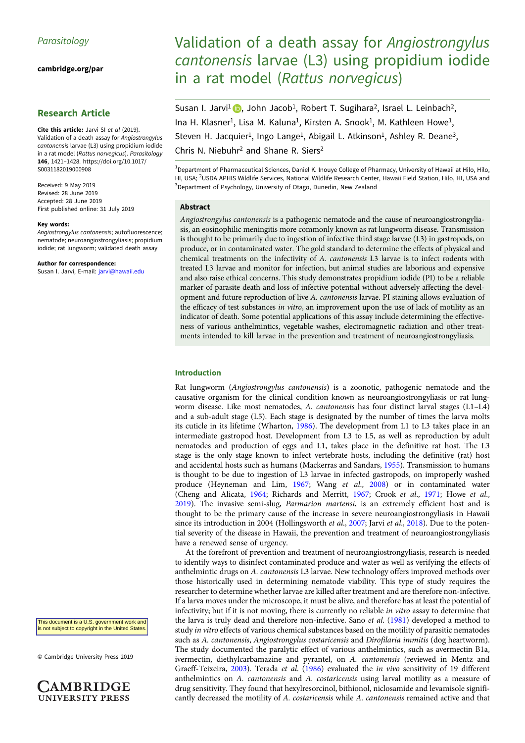Parasitology

cambridge.org/par

## Research Article

**Cite this article:** Jarvi SI *et al* (2019). Validation of a death assay for *Angiostrongylus cantonensis* larvae (L3) using propidium iodide in a rat model (*Rattus norvegicus*). *Parasitology* **146**, 1421–1428. https://doi.org/10.1017/S0031182019000908

Received: 9 May 2019
Revised: 28 June 2019
Accepted: 28 June 2019
First published online: 31 July 2019

**Key words:**
*Angiostrongylus cantonensis*; autofluorescence; nematode; neuroangiostrongyliasis; propidium iodide; rat lungworm; validated death assay

**Author for correspondence:**
Susan I. Jarvi, E-mail: jarvi@hawaii.edu

This document is a U.S. government work and is not subject to copyright in the United States.

© Cambridge University Press 2019

# Validation of a death assay for *Angiostrongylus cantonensis* larvae (L3) using propidium iodide in a rat model (*Rattus norvegicus*)

Susan I. Jarvi[1], John Jacob[1], Robert T. Sugihara[2], Israel L. Leinbach[2], Ina H. Klasner[1], Lisa M. Kaluna[1], Kirsten A. Snook[1], M. Kathleen Howe[1], Steven H. Jacquier[1], Ingo Lange[1], Abigail L. Atkinson[1], Ashley R. Deane[3], Chris N. Niebuhr[2] and Shane R. Siers[2]

[1]Department of Pharmaceutical Sciences, Daniel K. Inouye College of Pharmacy, University of Hawaii at Hilo, Hilo, HI, USA; [2]USDA APHIS Wildlife Services, National Wildlife Research Center, Hawaii Field Station, Hilo, HI, USA and [3]Department of Psychology, University of Otago, Dunedin, New Zealand

## Abstract

*Angiostrongylus cantonensis* is a pathogenic nematode and the cause of neuroangiostrongyliasis, an eosinophilic meningitis more commonly known as rat lungworm disease. Transmission is thought to be primarily due to ingestion of infective third stage larvae (L3) in gastropods, on produce, or in contaminated water. The gold standard to determine the effects of physical and chemical treatments on the infectivity of *A. cantonensis* L3 larvae is to infect rodents with treated L3 larvae and monitor for infection, but animal studies are laborious and expensive and also raise ethical concerns. This study demonstrates propidium iodide (PI) to be a reliable marker of parasite death and loss of infective potential without adversely affecting the development and future reproduction of live *A. cantonensis* larvae. PI staining allows evaluation of the efficacy of test substances *in vitro*, an improvement upon the use of lack of motility as an indicator of death. Some potential applications of this assay include determining the effectiveness of various anthelmintics, vegetable washes, electromagnetic radiation and other treatments intended to kill larvae in the prevention and treatment of neuroangiostrongyliasis.

## Introduction

Rat lungworm (*Angiostrongylus cantonensis*) is a zoonotic, pathogenic nematode and the causative organism for the clinical condition known as neuroangiostrongyliasis or rat lungworm disease. Like most nematodes, *A. cantonensis* has four distinct larval stages (L1–L4) and a sub-adult stage (L5). Each stage is designated by the number of times the larva molts its cuticle in its lifetime (Wharton, 1986). The development from L1 to L3 takes place in an intermediate gastropod host. Development from L3 to L5, as well as reproduction by adult nematodes and production of eggs and L1, takes place in the definitive rat host. The L3 stage is the only stage known to infect vertebrate hosts, including the definitive (rat) host and accidental hosts such as humans (Mackerras and Sandars, 1955). Transmission to humans is thought to be due to ingestion of L3 larvae in infected gastropods, on improperly washed produce (Heyneman and Lim, 1967; Wang *et al*., 2008) or in contaminated water (Cheng and Alicata, 1964; Richards and Merritt, 1967; Crook *et al*., 1971; Howe *et al*., 2019). The invasive semi-slug, *Parmarion martensi*, is an extremely efficient host and is thought to be the primary cause of the increase in severe neuroangiostrongyliasis in Hawaii since its introduction in 2004 (Hollingsworth *et al*., 2007; Jarvi *et al*., 2018). Due to the potential severity of the disease in Hawaii, the prevention and treatment of neuroangiostrongyliasis have a renewed sense of urgency.

At the forefront of prevention and treatment of neuroangiostrongyliasis, research is needed to identify ways to disinfect contaminated produce and water as well as verifying the effects of anthelmintic drugs on *A. cantonensis* L3 larvae. New technology offers improved methods over those historically used in determining nematode viability. This type of study requires the researcher to determine whether larvae are killed after treatment and are therefore non-infective. If a larva moves under the microscope, it must be alive, and therefore has at least the potential of infectivity; but if it is not moving, there is currently no reliable *in vitro* assay to determine that the larva is truly dead and therefore non-infective. Sano *et al*. (1981) developed a method to study *in vitro* effects of various chemical substances based on the motility of parasitic nematodes such as *A. cantonensis*, *Angiostrongylus costaricensis* and *Dirofilaria immitis* (dog heartworm). The study documented the paralytic effect of various anthelmintics, such as avermectin B1a, ivermectin, diethylcarbamazine and pyrantel, on *A. cantonensis* (reviewed in Mentz and Graeff-Teixeira, 2003). Terada *et al*. (1986) evaluated the *in vivo* sensitivity of 19 different anthelmintics on *A. cantonensis* and *A. costaricensis* using larval motility as a measure of drug sensitivity. They found that hexylresorcinol, bithionol, niclosamide and levamisole significantly decreased the motility of *A. costaricensis* while *A. cantonensis* remained active and that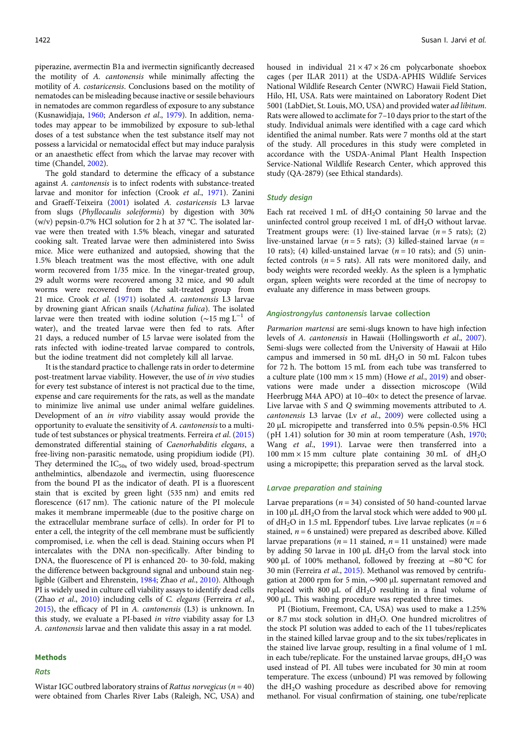piperazine, avermectin B1a and ivermectin significantly decreased the motility of *A. cantonensis* while minimally affecting the motility of *A. costaricensis*. Conclusions based on the motility of nematodes can be misleading because inactive or sessile behaviours in nematodes are common regardless of exposure to any substance (Kusnawidjaja, 1960; Anderson *et al.*, 1979). In addition, nematodes may appear to be immobilized by exposure to sub-lethal doses of a test substance when the test substance itself may not possess a larvicidal or nematocidal effect but may induce paralysis or an anaesthetic effect from which the larvae may recover with time (Chandel, 2002).

The gold standard to determine the efficacy of a substance against *A. cantonensis* is to infect rodents with substance-treated larvae and monitor for infection (Crook *et al.*, 1971). Zanini and Graeff-Teixeira (2001) isolated *A. costaricensis* L3 larvae from slugs (*Phyllocaulis soleiformis*) by digestion with 30% (w/v) pepsin-0.7% HCl solution for 2 h at 37 °C. The isolated larvae were then treated with 1.5% bleach, vinegar and saturated cooking salt. Treated larvae were then administered into Swiss mice. Mice were euthanized and autopsied, showing that the 1.5% bleach treatment was the most effective, with one adult worm recovered from 1/35 mice. In the vinegar-treated group, 29 adult worms were recovered among 32 mice, and 90 adult worms were recovered from the salt-treated group from 21 mice. Crook *et al.* (1971) isolated *A. cantonensis* L3 larvae by drowning giant African snails (*Achatina fulica*). The isolated larvae were then treated with iodine solution (~15 mg $L^{-1}$ of water), and the treated larvae were then fed to rats. After 21 days, a reduced number of L5 larvae were isolated from the rats infected with iodine-treated larvae compared to controls, but the iodine treatment did not completely kill all larvae.

It is the standard practice to challenge rats in order to determine post-treatment larvae viability. However, the use of *in vivo* studies for every test substance of interest is not practical due to the time, expense and care requirements for the rats, as well as the mandate to minimize live animal use under animal welfare guidelines. Development of an *in vitro* viability assay would provide the opportunity to evaluate the sensitivity of *A. cantonensis* to a multitude of test substances or physical treatments. Ferreira *et al.* (2015) demonstrated differential staining of *Caenorhabditis elegans*, a free-living non-parasitic nematode, using propidium iodide (PI). They determined the $IC_{50s}$ of two widely used, broad-spectrum anthelmintics, albendazole and ivermectin, using fluorescence from the bound PI as the indicator of death. PI is a fluorescent stain that is excited by green light (535 nm) and emits red florescence (617 nm). The cationic nature of the PI molecule makes it membrane impermeable (due to the positive charge on the extracellular membrane surface of cells). In order for PI to enter a cell, the integrity of the cell membrane must be sufficiently compromised, i.e. when the cell is dead. Staining occurs when PI intercalates with the DNA non-specifically. After binding to DNA, the fluorescence of PI is enhanced 20- to 30-fold, making the difference between background signal and unbound stain negligible (Gilbert and Ehrenstein, 1984; Zhao *et al.*, 2010). Although PI is widely used in culture cell viability assays to identify dead cells (Zhao *et al.*, 2010) including cells of *C. elegans* (Ferreira *et al.*, 2015), the efficacy of PI in *A. cantonensis* (L3) is unknown. In this study, we evaluate a PI-based *in vitro* viability assay for L3 *A. cantonensis* larvae and then validate this assay in a rat model.

## Methods

### Rats

Wistar IGC outbred laboratory strains of *Rattus norvegicus* ($n = 40$) were obtained from Charles River Labs (Raleigh, NC, USA) and housed in individual 21 × 47 × 26 cm polycarbonate shoebox cages (per ILAR 2011) at the USDA-APHIS Wildlife Services National Wildlife Research Center (NWRC) Hawaii Field Station, Hilo, HI, USA. Rats were maintained on Laboratory Rodent Diet 5001 (LabDiet, St. Louis, MO, USA) and provided water *ad libitum*. Rats were allowed to acclimate for 7–10 days prior to the start of the study. Individual animals were identified with a cage card which identified the animal number. Rats were 7 months old at the start of the study. All procedures in this study were completed in accordance with the USDA-Animal Plant Health Inspection Service-National Wildlife Research Center, which approved this study (QA-2879) (see Ethical standards).

### Study design

Each rat received 1 mL of $dH_2O$ containing 50 larvae and the uninfected control group received 1 mL of $dH_2O$ without larvae. Treatment groups were: (1) live-stained larvae ($n = 5$ rats); (2) live-unstained larvae ($n = 5$ rats); (3) killed-stained larvae ($n = 10$ rats); (4) killed-unstained larvae ($n = 10$ rats); and (5) uninfected controls ($n = 5$ rats). All rats were monitored daily, and body weights were recorded weekly. As the spleen is a lymphatic organ, spleen weights were recorded at the time of necropsy to evaluate any difference in mass between groups.

### *Angiostrongylus cantonensis* larvae collection

*Parmarion martensi* are semi-slugs known to have high infection levels of *A. cantonensis* in Hawaii (Hollingsworth *et al.*, 2007). Semi-slugs were collected from the University of Hawaii at Hilo campus and immersed in 50 mL $dH_2O$ in 50 mL Falcon tubes for 72 h. The bottom 15 mL from each tube was transferred to a culture plate (100 mm × 15 mm) (Howe *et al.*, 2019) and observations were made under a dissection microscope (Wild Heerbrugg M4A APO) at 10–40× to detect the presence of larvae. Live larvae with *S* and *Q* swimming movements attributed to *A. cantonensis* L3 larvae (Lv *et al.*, 2009) were collected using a 20 µL micropipette and transferred into 0.5% pepsin-0.5% HCl (pH 1.41) solution for 30 min at room temperature (Ash, 1970; Wang *et al.*, 1991). Larvae were then transferred into a 100 mm × 15 mm culture plate containing 30 mL of $dH_2O$ using a micropipette; this preparation served as the larval stock.

### Larvae preparation and staining

Larvae preparations ($n = 34$) consisted of 50 hand-counted larvae in 100 µL $dH_2O$ from the larval stock which were added to 900 µL of $dH_2O$ in 1.5 mL Eppendorf tubes. Live larvae replicates ($n = 6$ stained, $n = 6$ unstained) were prepared as described above. Killed larvae preparations ($n = 11$ stained, $n = 11$ unstained) were made by adding 50 larvae in 100 µL $dH_2O$ from the larval stock into 900 µL of 100% methanol, followed by freezing at −80 °C for 30 min (Ferreira *et al.*, 2015). Methanol was removed by centrifugation at 2000 rpm for 5 min, ~900 µL supernatant removed and replaced with 800 µL of $dH_2O$ resulting in a final volume of 900 µL. This washing procedure was repeated three times.

PI (Biotium, Freemont, CA, USA) was used to make a 1.25% or 8.7 mM stock solution in $dH_2O$. One hundred microlitres of the stock PI solution was added to each of the 11 tubes/replicates in the stained killed larvae group and to the six tubes/replicates in the stained live larvae group, resulting in a final volume of 1 mL in each tube/replicate. For the unstained larvae groups, $dH_2O$ was used instead of PI. All tubes were incubated for 30 min at room temperature. The excess (unbound) PI was removed by following the $dH_2O$ washing procedure as described above for removing methanol. For visual confirmation of staining, one tube/replicate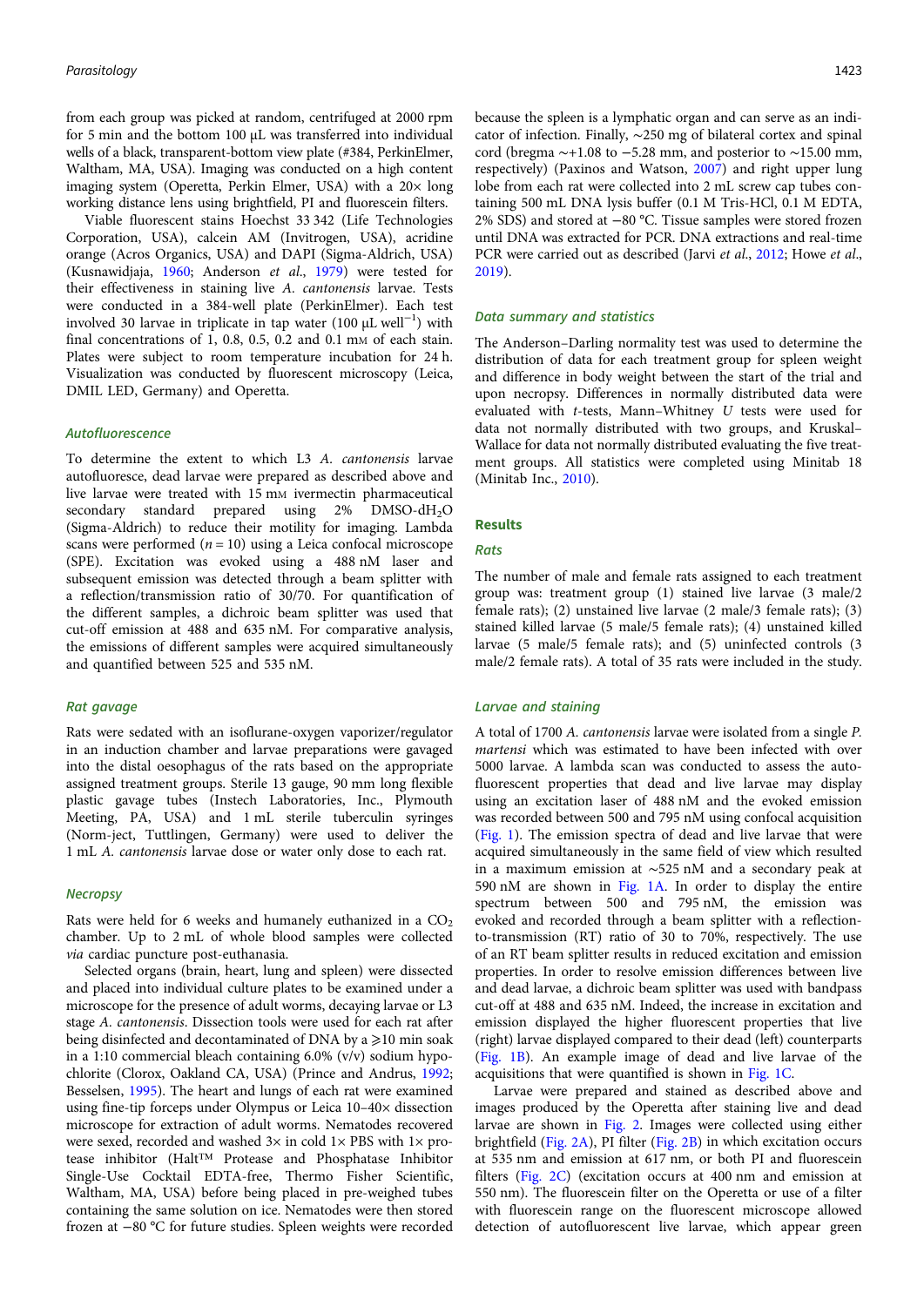from each group was picked at random, centrifuged at 2000 rpm for 5 min and the bottom 100 µL was transferred into individual wells of a black, transparent-bottom view plate (#384, PerkinElmer, Waltham, MA, USA). Imaging was conducted on a high content imaging system (Operetta, Perkin Elmer, USA) with a 20× long working distance lens using brightfield, PI and fluorescein filters.

Viable fluorescent stains Hoechst 33 342 (Life Technologies Corporation, USA), calcein AM (Invitrogen, USA), acridine orange (Acros Organics, USA) and DAPI (Sigma-Aldrich, USA) (Kusnawidjaja, 1960; Anderson *et al.*, 1979) were tested for their effectiveness in staining live *A. cantonensis* larvae. Tests were conducted in a 384-well plate (PerkinElmer). Each test involved 30 larvae in triplicate in tap water (100 µL well$^{-1}$) with final concentrations of 1, 0.8, 0.5, 0.2 and 0.1 mM of each stain. Plates were subject to room temperature incubation for 24 h. Visualization was conducted by fluorescent microscopy (Leica, DMIL LED, Germany) and Operetta.

### Autofluorescence

To determine the extent to which L3 *A. cantonensis* larvae autofluoresce, dead larvae were prepared as described above and live larvae were treated with 15 mM ivermectin pharmaceutical secondary standard prepared using 2% DMSO-d$H_2O$ (Sigma-Aldrich) to reduce their motility for imaging. Lambda scans were performed ($n = 10$) using a Leica confocal microscope (SPE). Excitation was evoked using a 488 nM laser and subsequent emission was detected through a beam splitter with a reflection/transmission ratio of 30/70. For quantification of the different samples, a dichroic beam splitter was used that cut-off emission at 488 and 635 nM. For comparative analysis, the emissions of different samples were acquired simultaneously and quantified between 525 and 535 nM.

### Rat gavage

Rats were sedated with an isoflurane-oxygen vaporizer/regulator in an induction chamber and larvae preparations were gavaged into the distal oesophagus of the rats based on the appropriate assigned treatment groups. Sterile 13 gauge, 90 mm long flexible plastic gavage tubes (Instech Laboratories, Inc., Plymouth Meeting, PA, USA) and 1 mL sterile tuberculin syringes (Norm-ject, Tuttlingen, Germany) were used to deliver the 1 mL *A. cantonensis* larvae dose or water only dose to each rat.

### Necropsy

Rats were held for 6 weeks and humanely euthanized in a $CO_2$ chamber. Up to 2 mL of whole blood samples were collected *via* cardiac puncture post-euthanasia.

Selected organs (brain, heart, lung and spleen) were dissected and placed into individual culture plates to be examined under a microscope for the presence of adult worms, decaying larvae or L3 stage *A. cantonensis*. Dissection tools were used for each rat after being disinfected and decontaminated of DNA by a ⩾10 min soak in a 1:10 commercial bleach containing 6.0% (v/v) sodium hypochlorite (Clorox, Oakland CA, USA) (Prince and Andrus, 1992; Besselsen, 1995). The heart and lungs of each rat were examined using fine-tip forceps under Olympus or Leica 10–40× dissection microscope for extraction of adult worms. Nematodes recovered were sexed, recorded and washed 3× in cold 1× PBS with 1× protease inhibitor (Halt™ Protease and Phosphatase Inhibitor Single-Use Cocktail EDTA-free, Thermo Fisher Scientific, Waltham, MA, USA) before being placed in pre-weighed tubes containing the same solution on ice. Nematodes were then stored frozen at −80 °C for future studies. Spleen weights were recorded because the spleen is a lymphatic organ and can serve as an indicator of infection. Finally, ~250 mg of bilateral cortex and spinal cord (bregma ~+1.08 to −5.28 mm, and posterior to ~15.00 mm, respectively) (Paxinos and Watson, 2007) and right upper lung lobe from each rat were collected into 2 mL screw cap tubes containing 500 mL DNA lysis buffer (0.1 M Tris-HCl, 0.1 M EDTA, 2% SDS) and stored at −80 °C. Tissue samples were stored frozen until DNA was extracted for PCR. DNA extractions and real-time PCR were carried out as described (Jarvi *et al.*, 2012; Howe *et al.*, 2019).

### Data summary and statistics

The Anderson–Darling normality test was used to determine the distribution of data for each treatment group for spleen weight and difference in body weight between the start of the trial and upon necropsy. Differences in normally distributed data were evaluated with *t*-tests, Mann–Whitney *U* tests were used for data not normally distributed with two groups, and Kruskal–Wallace for data not normally distributed evaluating the five treatment groups. All statistics were completed using Minitab 18 (Minitab Inc., 2010).

## Results

### Rats

The number of male and female rats assigned to each treatment group was: treatment group (1) stained live larvae (3 male/2 female rats); (2) unstained live larvae (2 male/3 female rats); (3) stained killed larvae (5 male/5 female rats); (4) unstained killed larvae (5 male/5 female rats); and (5) uninfected controls (3 male/2 female rats). A total of 35 rats were included in the study.

### Larvae and staining

A total of 1700 *A. cantonensis* larvae were isolated from a single *P. martensi* which was estimated to have been infected with over 5000 larvae. A lambda scan was conducted to assess the autofluorescent properties that dead and live larvae may display using an excitation laser of 488 nM and the evoked emission was recorded between 500 and 795 nM using confocal acquisition (Fig. 1). The emission spectra of dead and live larvae that were acquired simultaneously in the same field of view which resulted in a maximum emission at ~525 nM and a secondary peak at 590 nM are shown in Fig. 1A. In order to display the entire spectrum between 500 and 795 nM, the emission was evoked and recorded through a beam splitter with a reflection-to-transmission (RT) ratio of 30 to 70%, respectively. The use of an RT beam splitter results in reduced excitation and emission properties. In order to resolve emission differences between live and dead larvae, a dichroic beam splitter was used with bandpass cut-off at 488 and 635 nM. Indeed, the increase in excitation and emission displayed the higher fluorescent properties that live (right) larvae displayed compared to their dead (left) counterparts (Fig. 1B). An example image of dead and live larvae of the acquisitions that were quantified is shown in Fig. 1C.

Larvae were prepared and stained as described above and images produced by the Operetta after staining live and dead larvae are shown in Fig. 2. Images were collected using either brightfield (Fig. 2A), PI filter (Fig. 2B) in which excitation occurs at 535 nm and emission at 617 nm, or both PI and fluorescein filters (Fig. 2C) (excitation occurs at 400 nm and emission at 550 nm). The fluorescein filter on the Operetta or use of a filter with fluorescein range on the fluorescent microscope allowed detection of autofluorescent live larvae, which appear green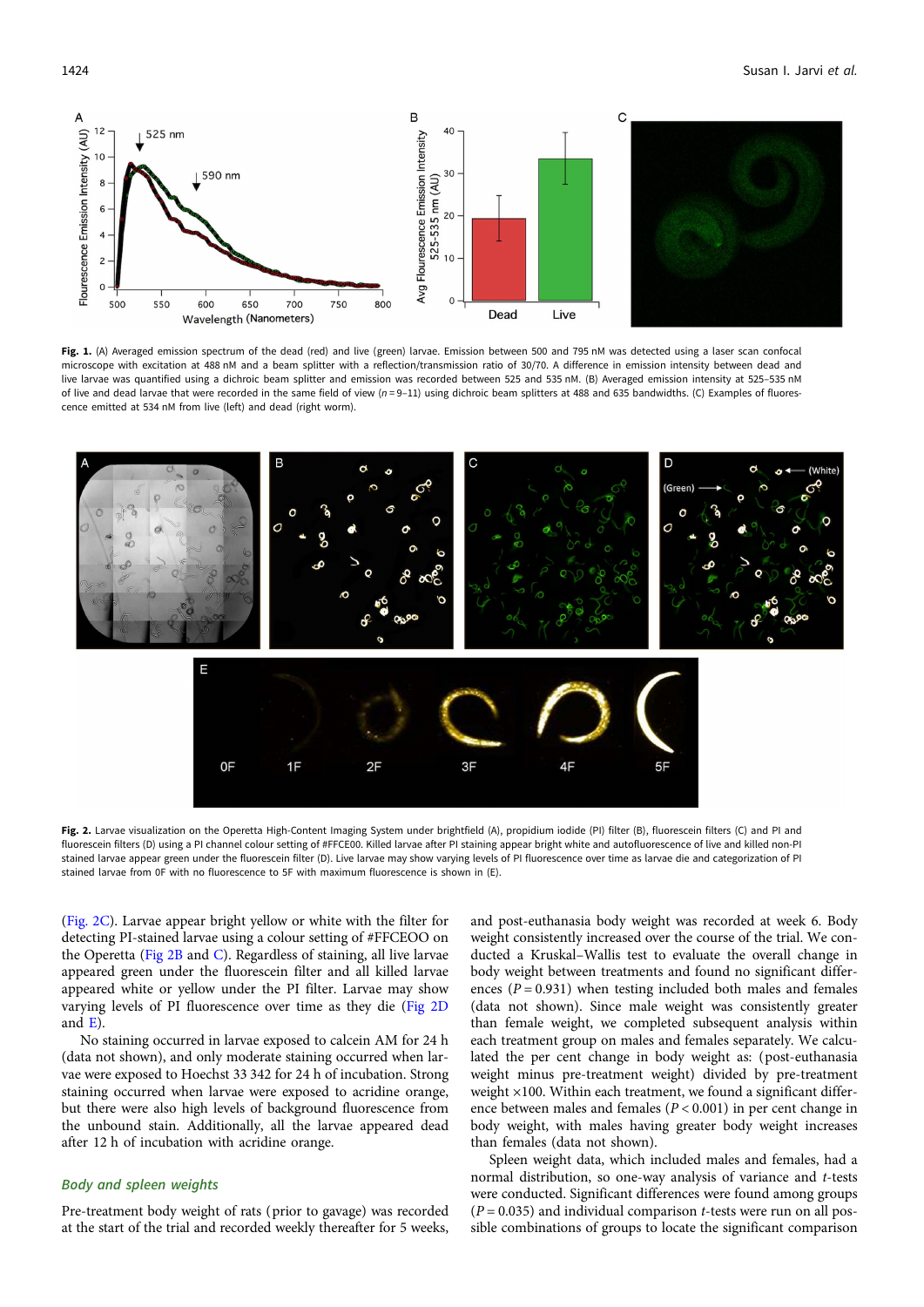**Fig. 1.** (A) Averaged emission spectrum of the dead (red) and live (green) larvae. Emission between 500 and 795 nM was detected using a laser scan confocal microscope with excitation at 488 nM and a beam splitter with a reflection/transmission ratio of 30/70. A difference in emission intensity between dead and live larvae was quantified using a dichroic beam splitter and emission was recorded between 525 and 535 nM. (B) Averaged emission intensity at 525–535 nM of live and dead larvae that were recorded in the same field of view ($n = 9$–11) using dichroic beam splitters at 488 and 635 bandwidths. (C) Examples of fluorescence emitted at 534 nM from live (left) and dead (right worm).

**Fig. 2.** Larvae visualization on the Operetta High-Content Imaging System under brightfield (A), propidium iodide (PI) filter (B), fluorescein filters (C) and PI and fluorescein filters (D) using a PI channel colour setting of #FFCE00. Killed larvae after PI staining appear bright white and autofluorescence of live and killed non-PI stained larvae appear green under the fluorescein filter (D). Live larvae may show varying levels of PI fluorescence over time as larvae die and categorization of PI stained larvae from 0F with no fluorescence to 5F with maximum fluorescence is shown in (E).

(Fig. 2C). Larvae appear bright yellow or white with the filter for detecting PI-stained larvae using a colour setting of #FFCEOO on the Operetta (Fig 2B and C). Regardless of staining, all live larvae appeared green under the fluorescein filter and all killed larvae appeared white or yellow under the PI filter. Larvae may show varying levels of PI fluorescence over time as they die (Fig 2D and E).

No staining occurred in larvae exposed to calcein AM for 24 h (data not shown), and only moderate staining occurred when larvae were exposed to Hoechst 33 342 for 24 h of incubation. Strong staining occurred when larvae were exposed to acridine orange, but there were also high levels of background fluorescence from the unbound stain. Additionally, all the larvae appeared dead after 12 h of incubation with acridine orange.

### *Body and spleen weights*

Pre-treatment body weight of rats (prior to gavage) was recorded at the start of the trial and recorded weekly thereafter for 5 weeks, and post-euthanasia body weight was recorded at week 6. Body weight consistently increased over the course of the trial. We conducted a Kruskal–Wallis test to evaluate the overall change in body weight between treatments and found no significant differences ($P = 0.931$) when testing included both males and females (data not shown). Since male weight was consistently greater than female weight, we completed subsequent analysis within each treatment group on males and females separately. We calculated the per cent change in body weight as: (post-euthanasia body weight minus pre-treatment weight) divided by pre-treatment weight ×100. Within each treatment, we found a significant difference between males and females ($P < 0.001$) in per cent change in body weight, with males having greater body weight increases than females (data not shown).

Spleen weight data, which included males and females, had a normal distribution, so one-way analysis of variance and *t*-tests were conducted. Significant differences were found among groups ($P = 0.035$) and individual comparison *t*-tests were run on all possible combinations of groups to locate the significant comparison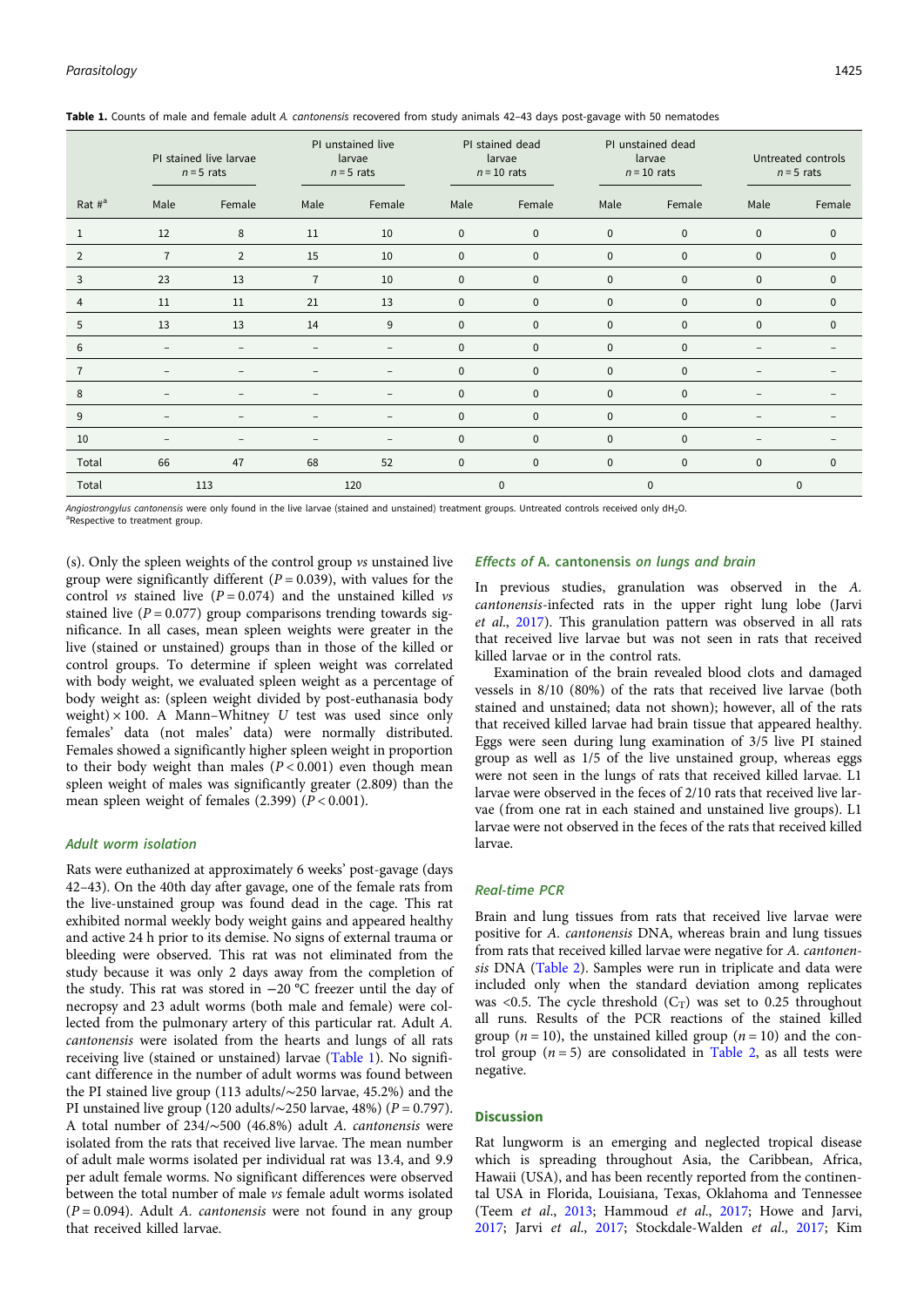**Table 1.** Counts of male and female adult *A. cantonensis* recovered from study animals 42–43 days post-gavage with 50 nematodes

| | PI stained live larvae $n = 5$ rats | | PI unstained live larvae $n = 5$ rats | | PI stained dead larvae $n = 10$ rats | | PI unstained dead larvae $n = 10$ rats | | Untreated controls $n = 5$ rats | |
|---|---|---|---|---|---|---|---|---|---|---|
| Rat #[a] | Male | Female | Male | Female | Male | Female | Male | Female | Male | Female |
| 1 | 12 | 8 | 11 | 10 | 0 | 0 | 0 | 0 | 0 | 0 |
| 2 | 7 | 2 | 15 | 10 | 0 | 0 | 0 | 0 | 0 | 0 |
| 3 | 23 | 13 | 7 | 10 | 0 | 0 | 0 | 0 | 0 | 0 |
| 4 | 11 | 11 | 21 | 13 | 0 | 0 | 0 | 0 | 0 | 0 |
| 5 | 13 | 13 | 14 | 9 | 0 | 0 | 0 | 0 | 0 | 0 |
| 6 | – | – | – | – | 0 | 0 | 0 | 0 | – | – |
| 7 | – | – | – | – | 0 | 0 | 0 | 0 | – | – |
| 8 | – | – | – | – | 0 | 0 | 0 | 0 | – | – |
| 9 | – | – | – | – | 0 | 0 | 0 | 0 | – | – |
| 10 | – | – | – | – | 0 | 0 | 0 | 0 | – | – |
| Total | 66 | 47 | 68 | 52 | 0 | 0 | 0 | 0 | 0 | 0 |
| Total | 113 | | 120 | | 0 | | 0 | | 0 | |

*Angiostrongylus cantonensis* were only found in the live larvae (stained and unstained) treatment groups. Untreated controls received only $dH_2O$.
[a]Respective to treatment group.

(s). Only the spleen weights of the control group *vs* unstained live group were significantly different ($P = 0.039$), with values for the control *vs* stained live ($P = 0.074$) and the unstained killed *vs* stained live ($P = 0.077$) group comparisons trending towards significance. In all cases, mean spleen weights were greater in the live (stained or unstained) groups than in those of the killed or control groups. To determine if spleen weight was correlated with body weight, we evaluated spleen weight as a percentage of body weight as: (spleen weight divided by post-euthanasia body weight) × 100. A Mann–Whitney *U* test was used since only females' data (not males' data) were normally distributed. Females showed a significantly higher spleen weight in proportion to their body weight than males ($P < 0.001$) even though mean spleen weight of males was significantly greater (2.809) than the mean spleen weight of females (2.399) ($P < 0.001$).

### Adult worm isolation

Rats were euthanized at approximately 6 weeks' post-gavage (days 42–43). On the 40th day after gavage, one of the female rats from the live-unstained group was found dead in the cage. This rat exhibited normal weekly body weight gains and appeared healthy and active 24 h prior to its demise. No signs of external trauma or bleeding were observed. This rat was not eliminated from the study because it was only 2 days away from the completion of the study. This rat was stored in −20 °C freezer until the day of necropsy and 23 adult worms (both male and female) were collected from the pulmonary artery of this particular rat. Adult *A. cantonensis* were isolated from the hearts and lungs of all rats receiving live (stained or unstained) larvae (Table 1). No significant difference in the number of adult worms was found between the PI stained live group (113 adults/∼250 larvae, 45.2%) and the PI unstained live group (120 adults/∼250 larvae, 48%) ($P = 0.797$). A total number of 234/∼500 (46.8%) adult *A. cantonensis* were isolated from the rats that received live larvae. The mean number of adult male worms isolated per individual rat was 13.4, and 9.9 per adult female worms. No significant differences were observed between the total number of male *vs* female adult worms isolated ($P = 0.094$). Adult *A. cantonensis* were not found in any group that received killed larvae.

### Effects of *A. cantonensis* on lungs and brain

In previous studies, granulation was observed in the *A. cantonensis*-infected rats in the upper right lung lobe (Jarvi *et al.*, 2017). This granulation pattern was observed in all rats that received live larvae but was not seen in rats that received killed larvae or in the control rats.

Examination of the brain revealed blood clots and damaged vessels in 8/10 (80%) of the rats that received live larvae (both stained and unstained; data not shown); however, all of the rats that received killed larvae had brain tissue that appeared healthy. Eggs were seen during lung examination of 3/5 live PI stained group as well as 1/5 of the live unstained group, whereas eggs were not seen in the lungs of rats that received killed larvae. L1 larvae were observed in the feces of 2/10 rats that received live larvae (from one rat in each stained and unstained live groups). L1 larvae were not observed in the feces of the rats that received killed larvae.

### Real-time PCR

Brain and lung tissues from rats that received live larvae were positive for *A. cantonensis* DNA, whereas brain and lung tissues from rats that received killed larvae were negative for *A. cantonensis* DNA (Table 2). Samples were run in triplicate and data were included only when the standard deviation among replicates was <0.5. The cycle threshold ($C_T$) was set to 0.25 throughout all runs. Results of the PCR reactions of the stained killed group ($n = 10$), the unstained killed group ($n = 10$) and the control group ($n = 5$) are consolidated in Table 2, as all tests were negative.

## Discussion

Rat lungworm is an emerging and neglected tropical disease which is spreading throughout Asia, the Caribbean, Africa, Hawaii (USA), and has been recently reported from the continental USA in Florida, Louisiana, Texas, Oklahoma and Tennessee (Teem *et al.*, 2013; Hammoud *et al.*, 2017; Howe and Jarvi, 2017; Jarvi *et al.*, 2017; Stockdale-Walden *et al.*, 2017; Kim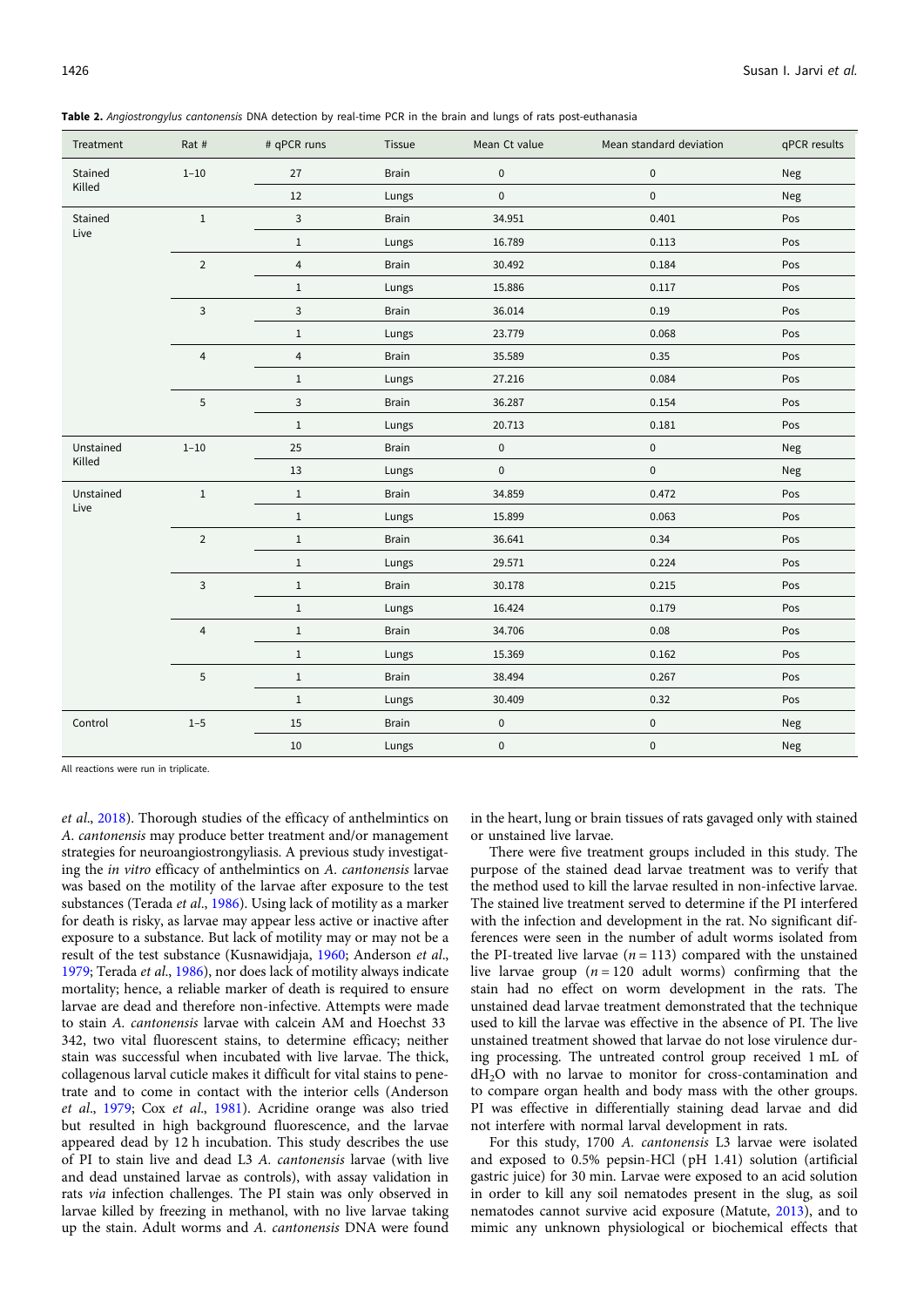**Table 2.** *Angiostrongylus cantonensis* DNA detection by real-time PCR in the brain and lungs of rats post-euthanasia

| Treatment | Rat # | # qPCR runs | Tissue | Mean Ct value | Mean standard deviation | qPCR results |
|---|---|---|---|---|---|---|
| Stained Killed | 1–10 | 27 | Brain | 0 | 0 | Neg |
| | | 12 | Lungs | 0 | 0 | Neg |
| Stained Live | 1 | 3 | Brain | 34.951 | 0.401 | Pos |
| | | 1 | Lungs | 16.789 | 0.113 | Pos |
| | 2 | 4 | Brain | 30.492 | 0.184 | Pos |
| | | 1 | Lungs | 15.886 | 0.117 | Pos |
| | 3 | 3 | Brain | 36.014 | 0.19 | Pos |
| | | 1 | Lungs | 23.779 | 0.068 | Pos |
| | 4 | 4 | Brain | 35.589 | 0.35 | Pos |
| | | 1 | Lungs | 27.216 | 0.084 | Pos |
| | 5 | 3 | Brain | 36.287 | 0.154 | Pos |
| | | 1 | Lungs | 20.713 | 0.181 | Pos |
| Unstained Killed | 1–10 | 25 | Brain | 0 | 0 | Neg |
| | | 13 | Lungs | 0 | 0 | Neg |
| Unstained Live | 1 | 1 | Brain | 34.859 | 0.472 | Pos |
| | | 1 | Lungs | 15.899 | 0.063 | Pos |
| | 2 | 1 | Brain | 36.641 | 0.34 | Pos |
| | | 1 | Lungs | 29.571 | 0.224 | Pos |
| | 3 | 1 | Brain | 30.178 | 0.215 | Pos |
| | | 1 | Lungs | 16.424 | 0.179 | Pos |
| | 4 | 1 | Brain | 34.706 | 0.08 | Pos |
| | | 1 | Lungs | 15.369 | 0.162 | Pos |
| | 5 | 1 | Brain | 38.494 | 0.267 | Pos |
| | | 1 | Lungs | 30.409 | 0.32 | Pos |
| Control | 1–5 | 15 | Brain | 0 | 0 | Neg |
| | | 10 | Lungs | 0 | 0 | Neg |

All reactions were run in triplicate.

*et al.*, 2018). Thorough studies of the efficacy of anthelmintics on *A. cantonensis* may produce better treatment and/or management strategies for neuroangiostrongyliasis. A previous study investigating the *in vitro* efficacy of anthelmintics on *A. cantonensis* larvae was based on the motility of the larvae after exposure to the test substances (Terada *et al.*, 1986). Using lack of motility as a marker for death is risky, as larvae may appear less active or inactive after exposure to a substance. But lack of motility may or may not be a result of the test substance (Kusnawidjaja, 1960; Anderson *et al.*, 1979; Terada *et al.*, 1986), nor does lack of motility always indicate mortality; hence, a reliable marker of death is required to ensure larvae are dead and therefore non-infective. Attempts were made to stain *A. cantonensis* larvae with calcein AM and Hoechst 33 342, two vital fluorescent stains, to determine efficacy; neither stain was successful when incubated with live larvae. The thick, collagenous larval cuticle makes it difficult for vital stains to penetrate and to come in contact with the interior cells (Anderson *et al.*, 1979; Cox *et al.*, 1981). Acridine orange was also tried but resulted in high background fluorescence, and the larvae appeared dead by 12 h incubation. This study describes the use of PI to stain live and dead L3 *A. cantonensis* larvae (with live and dead unstained larvae as controls), with assay validation in rats *via* infection challenges. The PI stain was only observed in larvae killed by freezing in methanol, with no live larvae taking up the stain. Adult worms and *A. cantonensis* DNA were found in the heart, lung or brain tissues of rats gavaged only with stained or unstained live larvae.

There were five treatment groups included in this study. The purpose of the stained dead larvae treatment was to verify that the method used to kill the larvae resulted in non-infective larvae. The stained live treatment served to determine if the PI interfered with the infection and development in the rat. No significant differences were seen in the number of adult worms isolated from the PI-treated live larvae ($n = 113$) compared with the unstained live larvae group ($n = 120$ adult worms) confirming that the stain had no effect on worm development in the rats. The unstained dead larvae treatment demonstrated that the technique used to kill the larvae was effective in the absence of PI. The live unstained treatment showed that larvae do not lose virulence during processing. The untreated control group received 1 mL of $dH_2O$ with no larvae to monitor for cross-contamination and to compare organ health and body mass with the other groups. PI was effective in differentially staining dead larvae and did not interfere with normal larval development in rats.

For this study, 1700 *A. cantonensis* L3 larvae were isolated and exposed to 0.5% pepsin-HCl (pH 1.41) solution (artificial gastric juice) for 30 min. Larvae were exposed to an acid solution in order to kill any soil nematodes present in the slug, as soil nematodes cannot survive acid exposure (Matute, 2013), and to mimic any unknown physiological or biochemical effects that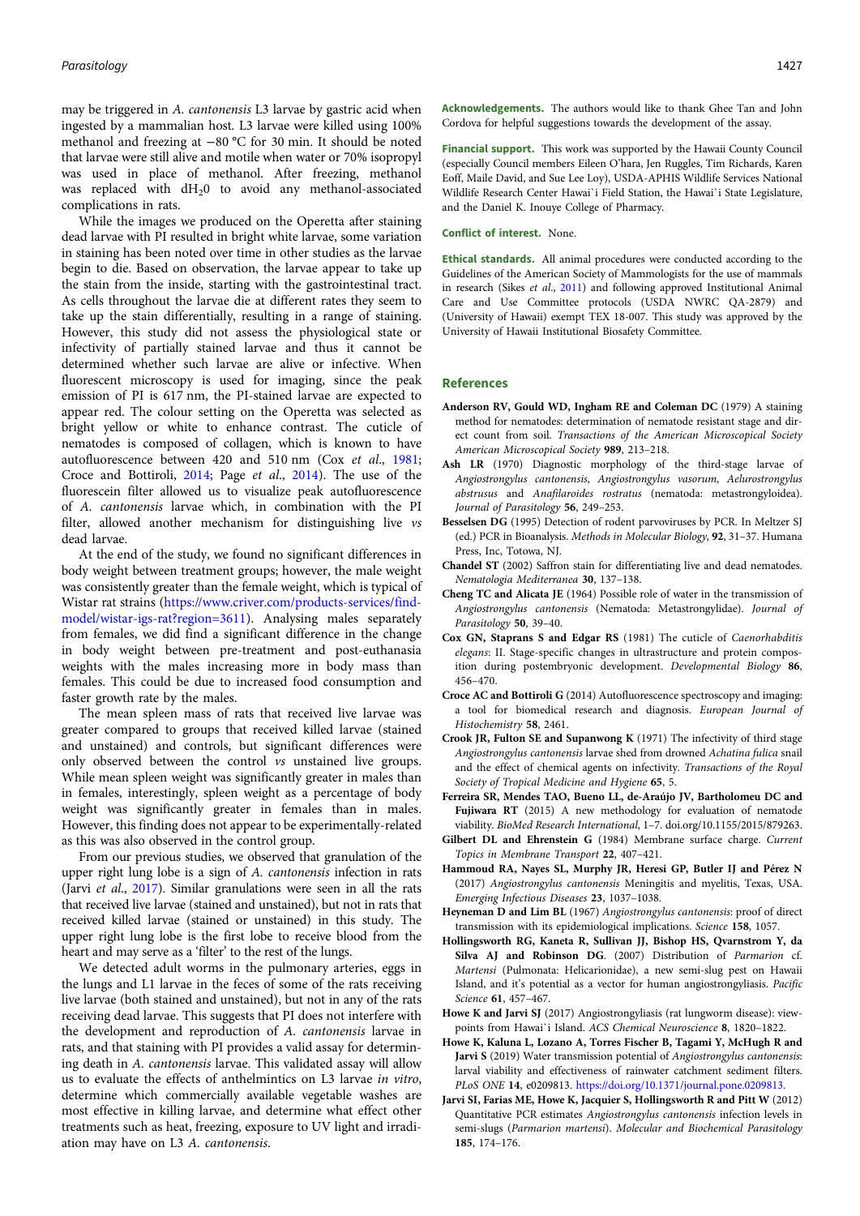may be triggered in *A. cantonensis* L3 larvae by gastric acid when ingested by a mammalian host. L3 larvae were killed using 100% methanol and freezing at −80 °C for 30 min. It should be noted that larvae were still alive and motile when water or 70% isopropyl was used in place of methanol. After freezing, methanol was replaced with $dH_20$ to avoid any methanol-associated complications in rats.

While the images we produced on the Operetta after staining dead larvae with PI resulted in bright white larvae, some variation in staining has been noted over time in other studies as the larvae begin to die. Based on observation, the larvae appear to take up the stain from the inside, starting with the gastrointestinal tract. As cells throughout the larvae die at different rates they seem to take up the stain differentially, resulting in a range of staining. However, this study did not assess the physiological state or infectivity of partially stained larvae and thus it cannot be determined whether such larvae are alive or infective. When fluorescent microscopy is used for imaging, since the peak emission of PI is 617 nm, the PI-stained larvae are expected to appear red. The colour setting on the Operetta was selected as bright yellow or white to enhance contrast. The cuticle of nematodes is composed of collagen, which is known to have autofluorescence between 420 and 510 nm (Cox *et al*., 1981; Croce and Bottiroli, 2014; Page *et al*., 2014). The use of the fluorescein filter allowed us to visualize peak autofluorescence of *A. cantonensis* larvae which, in combination with the PI filter, allowed another mechanism for distinguishing live *vs* dead larvae.

At the end of the study, we found no significant differences in body weight between treatment groups; however, the male weight was consistently greater than the female weight, which is typical of Wistar rat strains (https://www.criver.com/products-services/find-model/wistar-igs-rat?region=3611). Analysing males separately from females, we did find a significant difference in the change in body weight between pre-treatment and post-euthanasia weights with the males increasing more in body mass than females. This could be due to increased food consumption and faster growth rate by the males.

The mean spleen mass of rats that received live larvae was greater compared to groups that received killed larvae (stained and unstained) and controls, but significant differences were only observed between the control *vs* unstained live groups. While mean spleen weight was significantly greater in males than in females, interestingly, spleen weight as a percentage of body weight was significantly greater in females than in males. However, this finding does not appear to be experimentally-related as this was also observed in the control group.

From our previous studies, we observed that granulation of the upper right lung lobe is a sign of *A. cantonensis* infection in rats (Jarvi *et al*., 2017). Similar granulations were seen in all the rats that received live larvae (stained and unstained), but not in rats that received killed larvae (stained or unstained) in this study. The upper right lung lobe is the first lobe to receive blood from the heart and may serve as a 'filter' to the rest of the lungs.

We detected adult worms in the pulmonary arteries, eggs in the lungs and L1 larvae in the feces of some of the rats receiving live larvae (both stained and unstained), but not in any of the rats receiving dead larvae. This suggests that PI does not interfere with the development and reproduction of *A. cantonensis* larvae in rats, and that staining with PI provides a valid assay for determining death in *A. cantonensis* larvae. This validated assay will allow us to evaluate the effects of anthelmintics on L3 larvae *in vitro*, determine which commercially available vegetable washes are most effective in killing larvae, and determine what effect other treatments such as heat, freezing, exposure to UV light and irradiation may have on L3 *A. cantonensis*.

**Acknowledgements.** The authors would like to thank Ghee Tan and John Cordova for helpful suggestions towards the development of the assay.

**Financial support.** This work was supported by the Hawaii County Council (especially Council members Eileen O'hara, Jen Ruggles, Tim Richards, Karen Eoff, Maile David, and Sue Lee Loy), USDA-APHIS Wildlife Services National Wildlife Research Center Hawai`i Field Station, the Hawai`i State Legislature, and the Daniel K. Inouye College of Pharmacy.

**Conflict of interest.** None.

**Ethical standards.** All animal procedures were conducted according to the Guidelines of the American Society of Mammologists for the use of mammals in research (Sikes *et al*., 2011) and following approved Institutional Animal Care and Use Committee protocols (USDA NWRC QA-2879) and (University of Hawaii) exempt TEX 18-007. This study was approved by the University of Hawaii Institutional Biosafety Committee.

## References

**Anderson RV, Gould WD, Ingham RE and Coleman DC** (1979) A staining method for nematodes: determination of nematode resistant stage and direct count from soil. *Transactions of the American Microscopical Society* **989**, 213–218.

**Ash LR** (1970) Diagnostic morphology of the third-stage larvae of *Angiostrongylus cantonensis*, *Angiostrongylus vasorum*, *Aelurostrongylus abstrusus* and *Anafilaroides rostratus* (nematoda: metastrongyloidea). *Journal of Parasitology* **56**, 249–253.

**Besselsen DG** (1995) Detection of rodent parvoviruses by PCR. In Meltzer SJ (ed.) PCR in Bioanalysis. *Methods in Molecular Biology*, **92**, 31–37. Humana Press, Inc, Totowa, NJ.

**Chandel ST** (2002) Saffron stain for differentiating live and dead nematodes. *Nematologia Mediterranea* **30**, 137–138.

**Cheng TC and Alicata JE** (1964) Possible role of water in the transmission of *Angiostrongylus cantonensis* (Nematoda: Metastrongylidae). *Journal of Parasitology* **50**, 39–40.

**Cox GN, Staprans S and Edgar RS** (1981) The cuticle of *Caenorhabditis elegans*: II. Stage-specific changes in ultrastructure and protein composition during postembryonic development. *Developmental Biology* **86**, 456–470.

**Croce AC and Bottiroli G** (2014) Autofluorescence spectroscopy and imaging: a tool for biomedical research and diagnosis. *European Journal of Histochemistry* **58**, 2461.

**Crook JR, Fulton SE and Supanwong K** (1971) The infectivity of third stage *Angiostrongylus cantonensis* larvae shed from drowned *Achatina fulica* snail and the effect of chemical agents on infectivity. *Transactions of the Royal Society of Tropical Medicine and Hygiene* **65**, 5.

**Ferreira SR, Mendes TAO, Bueno LL, de-Araújo JV, Bartholomeu DC and Fujiwara RT** (2015) A new methodology for evaluation of nematode viability. *BioMed Research International*, 1–7. doi.org/10.1155/2015/879263.

**Gilbert DL and Ehrenstein G** (1984) Membrane surface charge. *Current Topics in Membrane Transport* **22**, 407–421.

**Hammoud RA, Nayes SL, Murphy JR, Heresi GP, Butler IJ and Pérez N** (2017) *Angiostrongylus cantonensis* Meningitis and myelitis, Texas, USA. *Emerging Infectious Diseases* **23**, 1037–1038.

**Heyneman D and Lim BL** (1967) *Angiostrongylus cantonensis*: proof of direct transmission with its epidemiological implications. *Science* **158**, 1057.

**Hollingsworth RG, Kaneta R, Sullivan JJ, Bishop HS, Qvarnstrom Y, da Silva AJ and Robinson DG**. (2007) Distribution of *Parmarion* cf. *Martensi* (Pulmonata: Helicarionidae), a new semi-slug pest on Hawaii Island, and it's potential as a vector for human angiostrongyliasis. *Pacific Science* **61**, 457–467.

**Howe K and Jarvi SJ** (2017) Angiostrongyliasis (rat lungworm disease): viewpoints from Hawai`i Island. *ACS Chemical Neuroscience* **8**, 1820–1822.

**Howe K, Kaluna L, Lozano A, Torres Fischer B, Tagami Y, McHugh R and Jarvi S** (2019) Water transmission potential of *Angiostrongylus cantonensis*: larval viability and effectiveness of rainwater catchment sediment filters. *PLoS ONE* **14**, e0209813. https://doi.org/10.1371/journal.pone.0209813.

**Jarvi SI, Farias ME, Howe K, Jacquier S, Hollingsworth R and Pitt W** (2012) Quantitative PCR estimates *Angiostrongylus cantonensis* infection levels in semi-slugs (*Parmarion martensi*). *Molecular and Biochemical Parasitology* **185**, 174–176.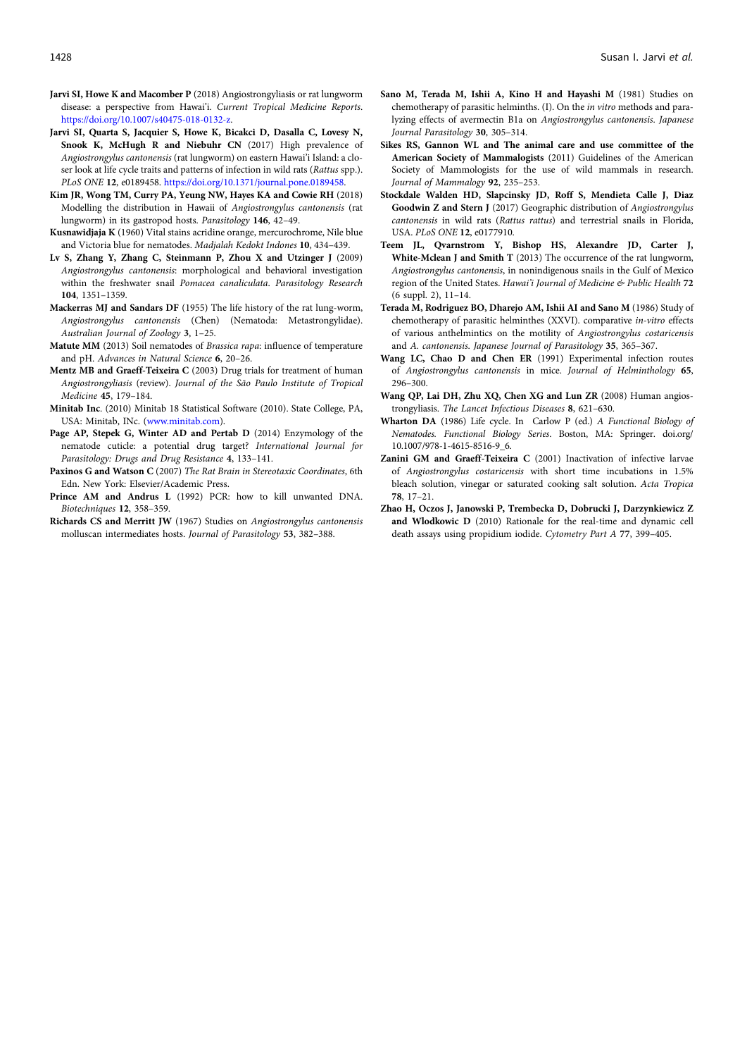**Jarvi SI, Howe K and Macomber P** (2018) Angiostrongyliasis or rat lungworm disease: a perspective from Hawai'i. *Current Tropical Medicine Reports*. https://doi.org/10.1007/s40475-018-0132-z.

**Jarvi SI, Quarta S, Jacquier S, Howe K, Bicakci D, Dasalla C, Lovesy N, Snook K, McHugh R and Niebuhr CN** (2017) High prevalence of *Angiostrongylus cantonensis* (rat lungworm) on eastern Hawai'i Island: a closer look at life cycle traits and patterns of infection in wild rats (*Rattus* spp.). *PLoS ONE* **12**, e0189458. https://doi.org/10.1371/journal.pone.0189458.

**Kim JR, Wong TM, Curry PA, Yeung NW, Hayes KA and Cowie RH** (2018) Modelling the distribution in Hawaii of *Angiostrongylus cantonensis* (rat lungworm) in its gastropod hosts. *Parasitology* **146**, 42–49.

**Kusnawidjaja K** (1960) Vital stains acridine orange, mercurochrome, Nile blue and Victoria blue for nematodes. *Madjalah Kedokt Indones* **10**, 434–439.

**Lv S, Zhang Y, Zhang C, Steinmann P, Zhou X and Utzinger J** (2009) *Angiostrongylus cantonensis*: morphological and behavioral investigation within the freshwater snail *Pomacea canaliculata*. *Parasitology Research* **104**, 1351–1359.

**Mackerras MJ and Sandars DF** (1955) The life history of the rat lung-worm, *Angiostrongylus cantonensis* (Chen) (Nematoda: Metastrongylidae). *Australian Journal of Zoology* **3**, 1–25.

**Matute MM** (2013) Soil nematodes of *Brassica rapa*: influence of temperature and pH. *Advances in Natural Science* **6**, 20–26.

**Mentz MB and Graeff-Teixeira C** (2003) Drug trials for treatment of human *Angiostrongyliasis* (review). *Journal of the São Paulo Institute of Tropical Medicine* **45**, 179–184.

**Minitab Inc**. (2010) Minitab 18 Statistical Software (2010). State College, PA, USA: Minitab, INc. (www.minitab.com).

**Page AP, Stepek G, Winter AD and Pertab D** (2014) Enzymology of the nematode cuticle: a potential drug target? *International Journal for Parasitology: Drugs and Drug Resistance* **4**, 133–141.

**Paxinos G and Watson C** (2007) *The Rat Brain in Stereotaxic Coordinates*, 6th Edn. New York: Elsevier/Academic Press.

**Prince AM and Andrus L** (1992) PCR: how to kill unwanted DNA. *Biotechniques* **12**, 358–359.

**Richards CS and Merritt JW** (1967) Studies on *Angiostrongylus cantonensis* molluscan intermediates hosts. *Journal of Parasitology* **53**, 382–388.

**Sano M, Terada M, Ishii A, Kino H and Hayashi M** (1981) Studies on chemotherapy of parasitic helminths. (I). On the *in vitro* methods and paralyzing effects of avermectin B1a on *Angiostrongylus cantonensis*. *Japanese Journal Parasitology* **30**, 305–314.

**Sikes RS, Gannon WL and The animal care and use committee of the American Society of Mammalogists** (2011) Guidelines of the American Society of Mammologists for the use of wild mammals in research. *Journal of Mammalogy* **92**, 235–253.

**Stockdale Walden HD, Slapcinsky JD, Roff S, Mendieta Calle J, Diaz Goodwin Z and Stern J** (2017) Geographic distribution of *Angiostrongylus cantonensis* in wild rats (*Rattus rattus*) and terrestrial snails in Florida, USA. *PLoS ONE* **12**, e0177910.

**Teem JL, Qvarnstrom Y, Bishop HS, Alexandre JD, Carter J, White-Mclean J and Smith T** (2013) The occurrence of the rat lungworm, *Angiostrongylus cantonensis*, in nonindigenous snails in the Gulf of Mexico region of the United States. *Hawai'i Journal of Medicine & Public Health* **72** (6 suppl. 2), 11–14.

**Terada M, Rodriguez BO, Dharejo AM, Ishii AI and Sano M** (1986) Study of chemotherapy of parasitic helminthes (XXVI). comparative *in-vitro* effects of various anthelmintics on the motility of *Angiostrongylus costaricensis* and *A. cantonensis*. *Japanese Journal of Parasitology* **35**, 365–367.

**Wang LC, Chao D and Chen ER** (1991) Experimental infection routes of *Angiostrongylus cantonensis* in mice. *Journal of Helminthology* **65**, 296–300.

**Wang QP, Lai DH, Zhu XQ, Chen XG and Lun ZR** (2008) Human angiostrongyliasis. *The Lancet Infectious Diseases* **8**, 621–630.

**Wharton DA** (1986) Life cycle. In Carlow P (ed.) *A Functional Biology of Nematodes. Functional Biology Series*. Boston, MA: Springer. doi.org/10.1007/978-1-4615-8516-9_6.

**Zanini GM and Graeff-Teixeira C** (2001) Inactivation of infective larvae of *Angiostrongylus costaricensis* with short time incubations in 1.5% bleach solution, vinegar or saturated cooking salt solution. *Acta Tropica* **78**, 17–21.

**Zhao H, Oczos J, Janowski P, Trembecka D, Dobrucki J, Darzynkiewicz Z and Wlodkowic D** (2010) Rationale for the real-time and dynamic cell death assays using propidium iodide. *Cytometry Part A* **77**, 399–405.